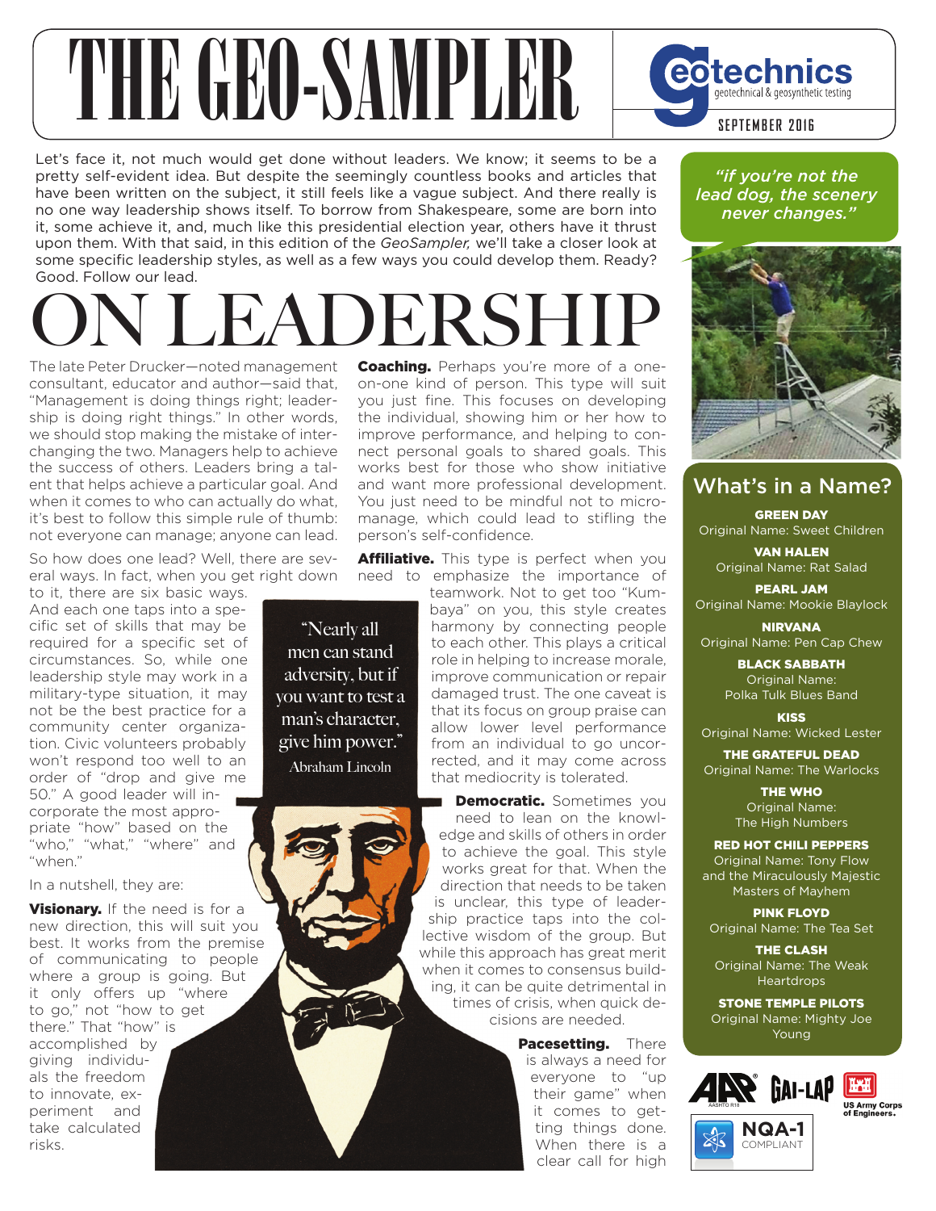# THE GEO-SAMPLER

geotechnics — geotechnical & geosynthetic testing

SEPTEMBER 2016

Let's face it, not much would get done without leaders. We know; it seems to be a pretty self-evident idea. But despite the seemingly countless books and articles that have been written on the subject, it still feels like a vague subject. And there really is no one way leadership shows itself. To borrow from Shakespeare, some are born into it, some achieve it, and, much like this presidential election year, others have it thrust upon them. With that said, in this edition of the *GeoSampler,* we'll take a closer look at some specific leadership styles, as well as a few ways you could develop them. Ready? Good. Follow our lead.

## ON LEADERSHIP

The late Peter Drucker—noted management consultant, educator and author—said that, "Management is doing things right; leadership is doing right things." In other words, we should stop making the mistake of interchanging the two. Managers help to achieve the success of others. Leaders bring a talent that helps achieve a particular goal. And when it comes to who can actually do what, it's best to follow this simple rule of thumb: not everyone can manage; anyone can lead.

So how does one lead? Well, there are several ways. In fact, when you get right down to it, there are six basic ways. And each one taps into a specific set of skills that may be required for a specific set of circumstances. So, while one leadership style may work in a military-type situation, it may not be the best practice for a community center organization. Civic volunteers probably won't respond too well to an order of "drop and give me 50." A good leader will incorporate the most appropriate "how" based on the "who," "what," "where" and "when."

> "Nearly all men can stand adversity, but if you want to test a man's character, give him power."
> Abraham Lincoln

In a nutshell, they are:

**Visionary.** If the need is for a new direction, this will suit you best. It works from the premise of communicating to people where a group is going. But it only offers up "where to go," not "how to get there." That "how" is accomplished by giving individuals the freedom to innovate, experiment and take calculated risks.

**Coaching.** Perhaps you're more of a one-on-one kind of person. This type will suit you just fine. This focuses on developing the individual, showing him or her how to improve performance, and helping to connect personal goals to shared goals. This works best for those who show initiative and want more professional development. You just need to be mindful not to micromanage, which could lead to stifling the person's self-confidence.

**Affiliative.** This type is perfect when you need to emphasize the importance of teamwork. Not to get too "Kumbaya" on you, this style creates harmony by connecting people to each other. This plays a critical role in helping to increase morale, improve communication or repair damaged trust. The one caveat is that its focus on group praise can allow lower level performance from an individual to go uncorrected, and it may come across that mediocrity is tolerated.

**Democratic.** Sometimes you need to lean on the knowledge and skills of others in order to achieve the goal. This style works great for that. When the direction that needs to be taken is unclear, this type of leadership practice taps into the collective wisdom of the group. But while this approach has great merit when it comes to consensus building, it can be quite detrimental in times of crisis, when quick decisions are needed.

**Pacesetting.** There is always a need for everyone to "up their game" when it comes to getting things done. When there is a clear call for high

*"if you're not the lead dog, the scenery never changes."*

### What's in a Name?

**GREEN DAY**
Original Name: Sweet Children

**VAN HALEN**
Original Name: Rat Salad

**PEARL JAM**
Original Name: Mookie Blaylock

**NIRVANA**
Original Name: Pen Cap Chew

**BLACK SABBATH**
Original Name: Polka Tulk Blues Band

**KISS**
Original Name: Wicked Lester

**THE GRATEFUL DEAD**
Original Name: The Warlocks

**THE WHO**
Original Name: The High Numbers

**RED HOT CHILI PEPPERS**
Original Name: Tony Flow and the Miraculously Majestic Masters of Mayhem

**PINK FLOYD**
Original Name: The Tea Set

**THE CLASH**
Original Name: The Weak Heartdrops

**STONE TEMPLE PILOTS**
Original Name: Mighty Joe Young

AASHTO R18 · GAI-LAP · US Army Corps of Engineers · NQA-1 COMPLIANT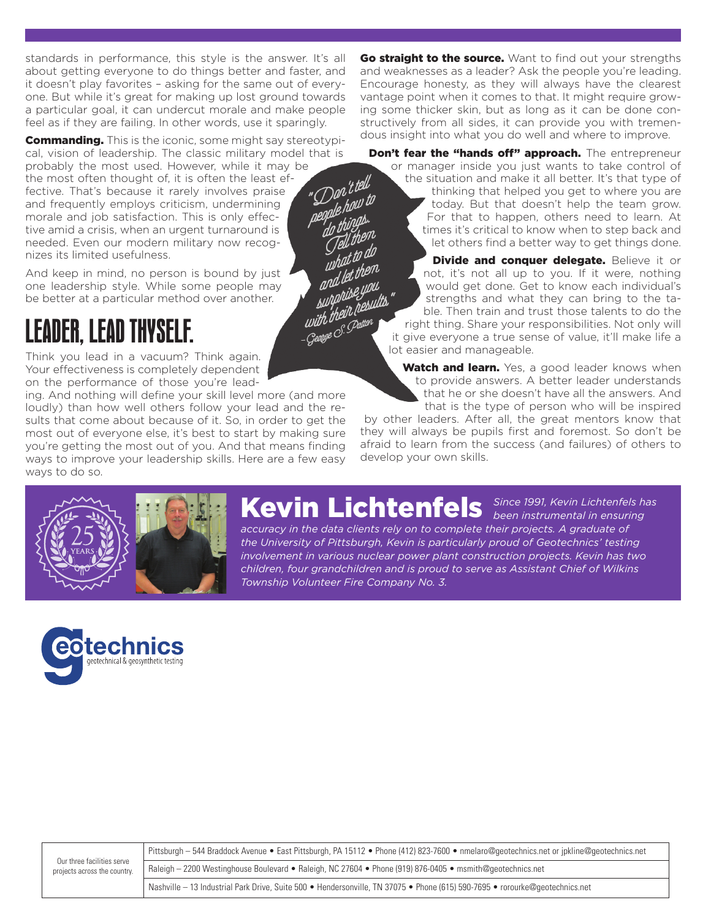standards in performance, this style is the answer. It's all about getting everyone to do things better and faster, and it doesn't play favorites – asking for the same out of everyone. But while it's great for making up lost ground towards a particular goal, it can undercut morale and make people feel as if they are failing. In other words, use it sparingly.

**Commanding.** This is the iconic, some might say stereotypical, vision of leadership. The classic military model that is probably the most used. However, while it may be the most often thought of, it is often the least effective. That's because it rarely involves praise and frequently employs criticism, undermining morale and job satisfaction. This is only effective amid a crisis, when an urgent turnaround is needed. Even our modern military now recognizes its limited usefulness.

And keep in mind, no person is bound by just one leadership style. While some people may be better at a particular method over another.

## LEADER, LEAD THYSELF.

Think you lead in a vacuum? Think again. Your effectiveness is completely dependent on the performance of those you're leading. And nothing will define your skill level more (and more loudly) than how well others follow your lead and the results that come about because of it. So, in order to get the most out of everyone else, it's best to start by making sure you're getting the most out of you. And that means finding ways to improve your leadership skills. Here are a few easy ways to do so.

*"Don't tell people how to do things. Tell them what to do and let them surprise you with their results."*
*–George S. Patton*

**Go straight to the source.** Want to find out your strengths and weaknesses as a leader? Ask the people you're leading. Encourage honesty, as they will always have the clearest vantage point when it comes to that. It might require growing some thicker skin, but as long as it can be done constructively from all sides, it can provide you with tremendous insight into what you do well and where to improve.

**Don't fear the "hands off" approach.** The entrepreneur or manager inside you just wants to take control of the situation and make it all better. It's that type of thinking that helped you get to where you are today. But that doesn't help the team grow. For that to happen, others need to learn. At times it's critical to know when to step back and let others find a better way to get things done.

**Divide and conquer delegate.** Believe it or not, it's not all up to you. If it were, nothing would get done. Get to know each individual's strengths and what they can bring to the table. Then train and trust those talents to do the right thing. Share your responsibilities. Not only will it give everyone a true sense of value, it'll make life a lot easier and manageable.

**Watch and learn.** Yes, a good leader knows when to provide answers. A better leader understands that he or she doesn't have all the answers. And that is the type of person who will be inspired by other leaders. After all, the great mentors know that they will always be pupils first and foremost. So don't be afraid to learn from the success (and failures) of others to develop your own skills.

25 YEARS

## Kevin Lichtenfels

*Since 1991, Kevin Lichtenfels has been instrumental in ensuring accuracy in the data clients rely on to complete their projects. A graduate of the University of Pittsburgh, Kevin is particularly proud of Geotechnics' testing involvement in various nuclear power plant construction projects. Kevin has two children, four grandchildren and is proud to serve as Assistant Chief of Wilkins Township Volunteer Fire Company No. 3.*

geotechnics
geotechnical & geosynthetic testing

| | |
|---|---|
| Our three facilities serve projects across the country. | Pittsburgh – 544 Braddock Avenue • East Pittsburgh, PA 15112 • Phone (412) 823-7600 • nmelaro@geotechnics.net or jpkline@geotechnics.net |
| | Raleigh – 2200 Westinghouse Boulevard • Raleigh, NC 27604 • Phone (919) 876-0405 • msmith@geotechnics.net |
| | Nashville – 13 Industrial Park Drive, Suite 500 • Hendersonville, TN 37075 • Phone (615) 590-7695 • rorourke@geotechnics.net |